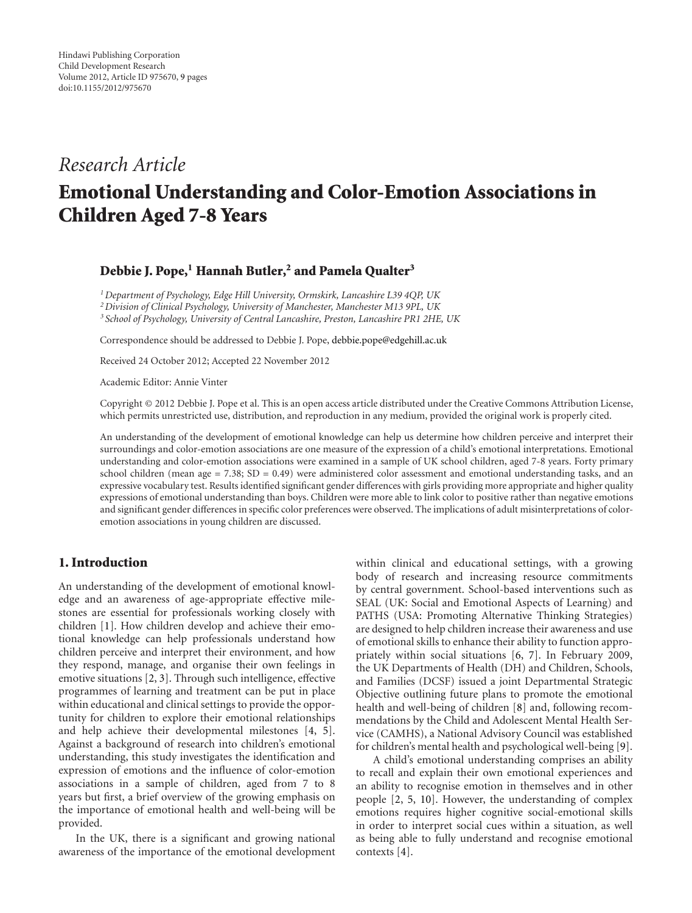Hindawi Publishing Corporation
Child Development Research
Volume 2012, Article ID 975670, 9 pages
doi:10.1155/2012/975670

*Research Article*

# Emotional Understanding and Color-Emotion Associations in Children Aged 7-8 Years

**Debbie J. Pope,[1] Hannah Butler,[2] and Pamela Qualter[3]**

[1] *Department of Psychology, Edge Hill University, Ormskirk, Lancashire L39 4QP, UK*
[2] *Division of Clinical Psychology, University of Manchester, Manchester M13 9PL, UK*
[3] *School of Psychology, University of Central Lancashire, Preston, Lancashire PR1 2HE, UK*

Correspondence should be addressed to Debbie J. Pope, debbie.pope@edgehill.ac.uk

Received 24 October 2012; Accepted 22 November 2012

Academic Editor: Annie Vinter

Copyright © 2012 Debbie J. Pope et al. This is an open access article distributed under the Creative Commons Attribution License, which permits unrestricted use, distribution, and reproduction in any medium, provided the original work is properly cited.

An understanding of the development of emotional knowledge can help us determine how children perceive and interpret their surroundings and color-emotion associations are one measure of the expression of a child's emotional interpretations. Emotional understanding and color-emotion associations were examined in a sample of UK school children, aged 7-8 years. Forty primary school children (mean age = 7.38; SD = 0.49) were administered color assessment and emotional understanding tasks, and an expressive vocabulary test. Results identified significant gender differences with girls providing more appropriate and higher quality expressions of emotional understanding than boys. Children were more able to link color to positive rather than negative emotions and significant gender differences in specific color preferences were observed. The implications of adult misinterpretations of color-emotion associations in young children are discussed.

## 1. Introduction

An understanding of the development of emotional knowledge and an awareness of age-appropriate effective milestones are essential for professionals working closely with children [1]. How children develop and achieve their emotional knowledge can help professionals understand how children perceive and interpret their environment, and how they respond, manage, and organise their own feelings in emotive situations [2, 3]. Through such intelligence, effective programmes of learning and treatment can be put in place within educational and clinical settings to provide the opportunity for children to explore their emotional relationships and help achieve their developmental milestones [4, 5]. Against a background of research into children's emotional understanding, this study investigates the identification and expression of emotions and the influence of color-emotion associations in a sample of children, aged from 7 to 8 years but first, a brief overview of the growing emphasis on the importance of emotional health and well-being will be provided.

In the UK, there is a significant and growing national awareness of the importance of the emotional development within clinical and educational settings, with a growing body of research and increasing resource commitments by central government. School-based interventions such as SEAL (UK: Social and Emotional Aspects of Learning) and PATHS (USA: Promoting Alternative Thinking Strategies) are designed to help children increase their awareness and use of emotional skills to enhance their ability to function appropriately within social situations [6, 7]. In February 2009, the UK Departments of Health (DH) and Children, Schools, and Families (DCSF) issued a joint Departmental Strategic Objective outlining future plans to promote the emotional health and well-being of children [8] and, following recommendations by the Child and Adolescent Mental Health Service (CAMHS), a National Advisory Council was established for children's mental health and psychological well-being [9].

A child's emotional understanding comprises an ability to recall and explain their own emotional experiences and an ability to recognise emotion in themselves and in other people [2, 5, 10]. However, the understanding of complex emotions requires higher cognitive social-emotional skills in order to interpret social cues within a situation, as well as being able to fully understand and recognise emotional contexts [4].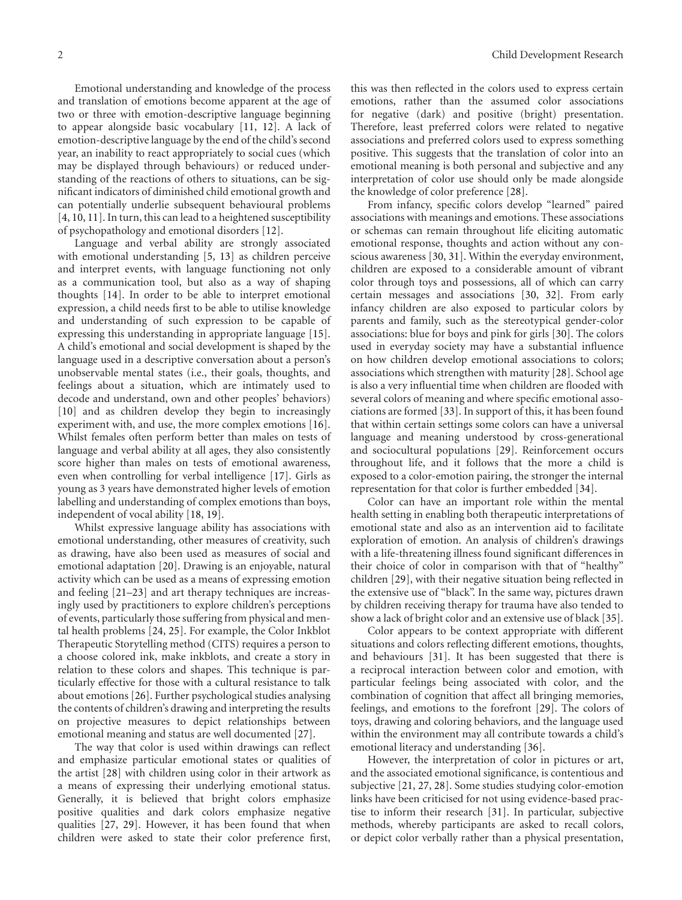Emotional understanding and knowledge of the process and translation of emotions become apparent at the age of two or three with emotion-descriptive language beginning to appear alongside basic vocabulary [11, 12]. A lack of emotion-descriptive language by the end of the child's second year, an inability to react appropriately to social cues (which may be displayed through behaviours) or reduced understanding of the reactions of others to situations, can be significant indicators of diminished child emotional growth and can potentially underlie subsequent behavioural problems [4, 10, 11]. In turn, this can lead to a heightened susceptibility of psychopathology and emotional disorders [12].

Language and verbal ability are strongly associated with emotional understanding [5, 13] as children perceive and interpret events, with language functioning not only as a communication tool, but also as a way of shaping thoughts [14]. In order to be able to interpret emotional expression, a child needs first to be able to utilise knowledge and understanding of such expression to be capable of expressing this understanding in appropriate language [15]. A child's emotional and social development is shaped by the language used in a descriptive conversation about a person's unobservable mental states (i.e., their goals, thoughts, and feelings about a situation, which are intimately used to decode and understand, own and other peoples' behaviors) [10] and as children develop they begin to increasingly experiment with, and use, the more complex emotions [16]. Whilst females often perform better than males on tests of language and verbal ability at all ages, they also consistently score higher than males on tests of emotional awareness, even when controlling for verbal intelligence [17]. Girls as young as 3 years have demonstrated higher levels of emotion labelling and understanding of complex emotions than boys, independent of vocal ability [18, 19].

Whilst expressive language ability has associations with emotional understanding, other measures of creativity, such as drawing, have also been used as measures of social and emotional adaptation [20]. Drawing is an enjoyable, natural activity which can be used as a means of expressing emotion and feeling [21–23] and art therapy techniques are increasingly used by practitioners to explore children's perceptions of events, particularly those suffering from physical and mental health problems [24, 25]. For example, the Color Inkblot Therapeutic Storytelling method (CITS) requires a person to a choose colored ink, make inkblots, and create a story in relation to these colors and shapes. This technique is particularly effective for those with a cultural resistance to talk about emotions [26]. Further psychological studies analysing the contents of children's drawing and interpreting the results on projective measures to depict relationships between emotional meaning and status are well documented [27].

The way that color is used within drawings can reflect and emphasize particular emotional states or qualities of the artist [28] with children using color in their artwork as a means of expressing their underlying emotional status. Generally, it is believed that bright colors emphasize positive qualities and dark colors emphasize negative qualities [27, 29]. However, it has been found that when children were asked to state their color preference first, this was then reflected in the colors used to express certain emotions, rather than the assumed color associations for negative (dark) and positive (bright) presentation. Therefore, least preferred colors were related to negative associations and preferred colors used to express something positive. This suggests that the translation of color into an emotional meaning is both personal and subjective and any interpretation of color use should only be made alongside the knowledge of color preference [28].

From infancy, specific colors develop "learned" paired associations with meanings and emotions. These associations or schemas can remain throughout life eliciting automatic emotional response, thoughts and action without any conscious awareness [30, 31]. Within the everyday environment, children are exposed to a considerable amount of vibrant color through toys and possessions, all of which can carry certain messages and associations [30, 32]. From early infancy children are also exposed to particular colors by parents and family, such as the stereotypical gender-color associations: blue for boys and pink for girls [30]. The colors used in everyday society may have a substantial influence on how children develop emotional associations to colors; associations which strengthen with maturity [28]. School age is also a very influential time when children are flooded with several colors of meaning and where specific emotional associations are formed [33]. In support of this, it has been found that within certain settings some colors can have a universal language and meaning understood by cross-generational and sociocultural populations [29]. Reinforcement occurs throughout life, and it follows that the more a child is exposed to a color-emotion pairing, the stronger the internal representation for that color is further embedded [34].

Color can have an important role within the mental health setting in enabling both therapeutic interpretations of emotional state and also as an intervention aid to facilitate exploration of emotion. An analysis of children's drawings with a life-threatening illness found significant differences in their choice of color in comparison with that of "healthy" children [29], with their negative situation being reflected in the extensive use of "black". In the same way, pictures drawn by children receiving therapy for trauma have also tended to show a lack of bright color and an extensive use of black [35].

Color appears to be context appropriate with different situations and colors reflecting different emotions, thoughts, and behaviours [31]. It has been suggested that there is a reciprocal interaction between color and emotion, with particular feelings being associated with color, and the combination of cognition that affect all bringing memories, feelings, and emotions to the forefront [29]. The colors of toys, drawing and coloring behaviors, and the language used within the environment may all contribute towards a child's emotional literacy and understanding [36].

However, the interpretation of color in pictures or art, and the associated emotional significance, is contentious and subjective [21, 27, 28]. Some studies studying color-emotion links have been criticised for not using evidence-based practise to inform their research [31]. In particular, subjective methods, whereby participants are asked to recall colors, or depict color verbally rather than a physical presentation,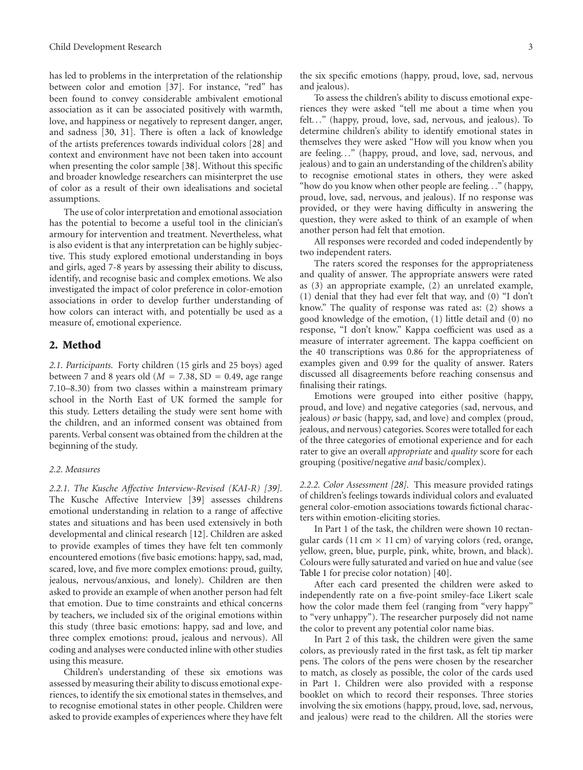has led to problems in the interpretation of the relationship between color and emotion [37]. For instance, "red" has been found to convey considerable ambivalent emotional association as it can be associated positively with warmth, love, and happiness or negatively to represent danger, anger, and sadness [30, 31]. There is often a lack of knowledge of the artists preferences towards individual colors [28] and context and environment have not been taken into account when presenting the color sample [38]. Without this specific and broader knowledge researchers can misinterpret the use of color as a result of their own idealisations and societal assumptions.

The use of color interpretation and emotional association has the potential to become a useful tool in the clinician's armoury for intervention and treatment. Nevertheless, what is also evident is that any interpretation can be highly subjective. This study explored emotional understanding in boys and girls, aged 7-8 years by assessing their ability to discuss, identify, and recognise basic and complex emotions. We also investigated the impact of color preference in color-emotion associations in order to develop further understanding of how colors can interact with, and potentially be used as a measure of, emotional experience.

## 2. Method

*2.1. Participants.* Forty children (15 girls and 25 boys) aged between 7 and 8 years old ($M = 7.38$, $SD = 0.49$, age range 7.10–8.30) from two classes within a mainstream primary school in the North East of UK formed the sample for this study. Letters detailing the study were sent home with the children, and an informed consent was obtained from parents. Verbal consent was obtained from the children at the beginning of the study.

*2.2. Measures*

*2.2.1. The Kusche Affective Interview-Revised (KAI-R) [39].* The Kusche Affective Interview [39] assesses childrens emotional understanding in relation to a range of affective states and situations and has been used extensively in both developmental and clinical research [12]. Children are asked to provide examples of times they have felt ten commonly encountered emotions (five basic emotions: happy, sad, mad, scared, love, and five more complex emotions: proud, guilty, jealous, nervous/anxious, and lonely). Children are then asked to provide an example of when another person had felt that emotion. Due to time constraints and ethical concerns by teachers, we included six of the original emotions within this study (three basic emotions: happy, sad and love, and three complex emotions: proud, jealous and nervous). All coding and analyses were conducted inline with other studies using this measure.

Children's understanding of these six emotions was assessed by measuring their ability to discuss emotional experiences, to identify the six emotional states in themselves, and to recognise emotional states in other people. Children were asked to provide examples of experiences where they have felt the six specific emotions (happy, proud, love, sad, nervous and jealous).

To assess the children's ability to discuss emotional experiences they were asked "tell me about a time when you felt…" (happy, proud, love, sad, nervous, and jealous). To determine children's ability to identify emotional states in themselves they were asked "How will you know when you are feeling…" (happy, proud, and love, sad, nervous, and jealous) and to gain an understanding of the children's ability to recognise emotional states in others, they were asked "how do you know when other people are feeling…" (happy, proud, love, sad, nervous, and jealous). If no response was provided, or they were having difficulty in answering the question, they were asked to think of an example of when another person had felt that emotion.

All responses were recorded and coded independently by two independent raters.

The raters scored the responses for the appropriateness and quality of answer. The appropriate answers were rated as (3) an appropriate example, (2) an unrelated example, (1) denial that they had ever felt that way, and (0) "I don't know." The quality of response was rated as: (2) shows a good knowledge of the emotion, (1) little detail and (0) no response, "I don't know." Kappa coefficient was used as a measure of interrater agreement. The kappa coefficient on the 40 transcriptions was 0.86 for the appropriateness of examples given and 0.99 for the quality of answer. Raters discussed all disagreements before reaching consensus and finalising their ratings.

Emotions were grouped into either positive (happy, proud, and love) and negative categories (sad, nervous, and jealous) *or* basic (happy, sad, and love) and complex (proud, jealous, and nervous) categories. Scores were totalled for each of the three categories of emotional experience and for each rater to give an overall *appropriate* and *quality* score for each grouping (positive/negative *and* basic/complex).

*2.2.2. Color Assessment [28].* This measure provided ratings of children's feelings towards individual colors and evaluated general color-emotion associations towards fictional characters within emotion-eliciting stories.

In Part 1 of the task, the children were shown 10 rectangular cards (11 cm × 11 cm) of varying colors (red, orange, yellow, green, blue, purple, pink, white, brown, and black). Colours were fully saturated and varied on hue and value (see Table 1 for precise color notation) [40].

After each card presented the children were asked to independently rate on a five-point smiley-face Likert scale how the color made them feel (ranging from "very happy" to "very unhappy"). The researcher purposely did not name the color to prevent any potential color name bias.

In Part 2 of this task, the children were given the same colors, as previously rated in the first task, as felt tip marker pens. The colors of the pens were chosen by the researcher to match, as closely as possible, the color of the cards used in Part 1. Children were also provided with a response booklet on which to record their responses. Three stories involving the six emotions (happy, proud, love, sad, nervous, and jealous) were read to the children. All the stories were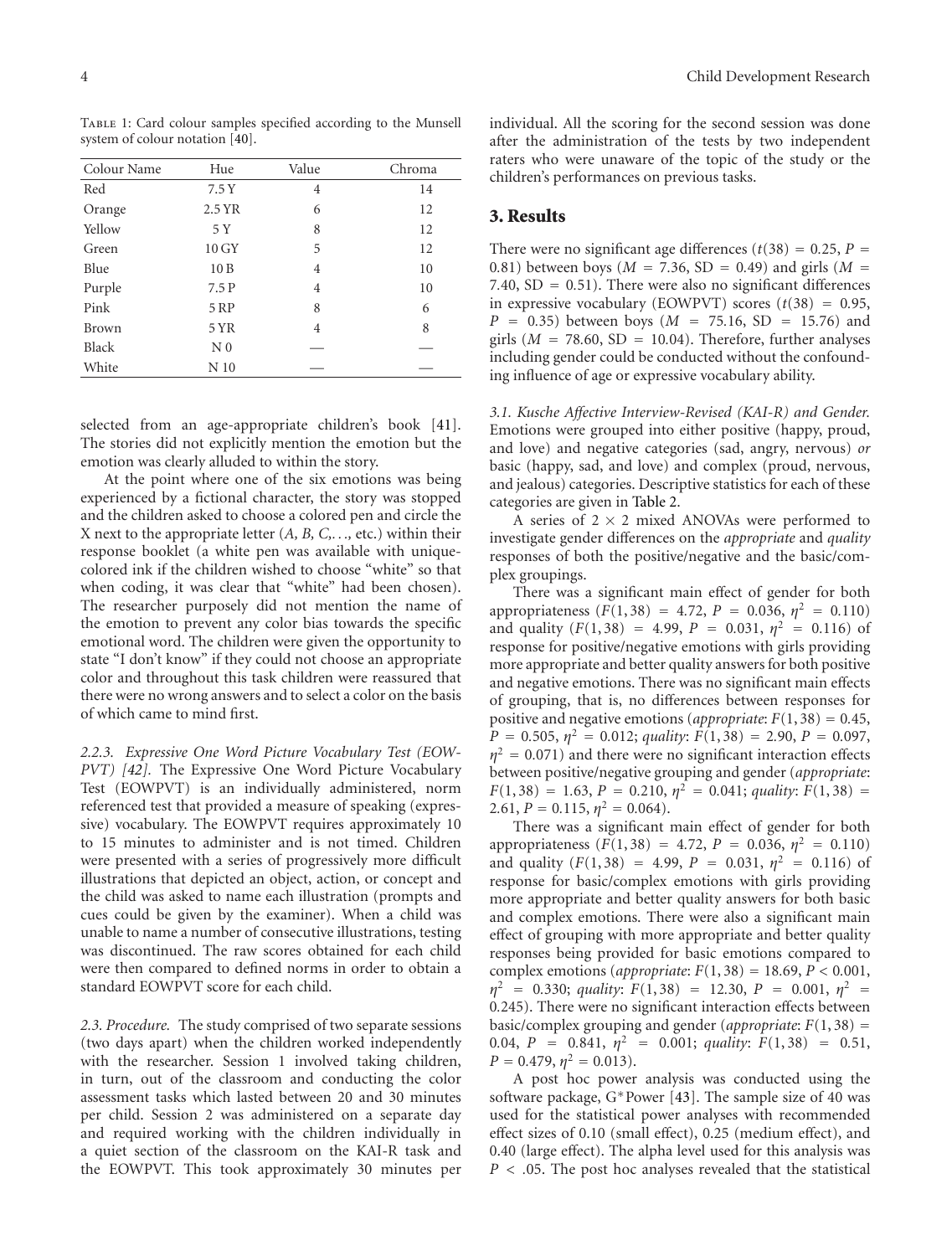Table 1: Card colour samples specified according to the Munsell system of colour notation [40].

| Colour Name | Hue | Value | Chroma |
|---|---|---|---|
| Red | 7.5 Y | 4 | 14 |
| Orange | 2.5 YR | 6 | 12 |
| Yellow | 5 Y | 8 | 12 |
| Green | 10 GY | 5 | 12 |
| Blue | 10 B | 4 | 10 |
| Purple | 7.5 P | 4 | 10 |
| Pink | 5 RP | 8 | 6 |
| Brown | 5 YR | 4 | 8 |
| Black | N 0 | — | — |
| White | N 10 | — | — |

selected from an age-appropriate children's book [41]. The stories did not explicitly mention the emotion but the emotion was clearly alluded to within the story.

At the point where one of the six emotions was being experienced by a fictional character, the story was stopped and the children asked to choose a colored pen and circle the X next to the appropriate letter (*A, B, C,. . .,* etc.) within their response booklet (a white pen was available with unique-colored ink if the children wished to choose "white" so that when coding, it was clear that "white" had been chosen). The researcher purposely did not mention the name of the emotion to prevent any color bias towards the specific emotional word. The children were given the opportunity to state "I don't know" if they could not choose an appropriate color and throughout this task children were reassured that there were no wrong answers and to select a color on the basis of which came to mind first.

*2.2.3. Expressive One Word Picture Vocabulary Test (EOWPVT) [42].* The Expressive One Word Picture Vocabulary Test (EOWPVT) is an individually administered, norm referenced test that provided a measure of speaking (expressive) vocabulary. The EOWPVT requires approximately 10 to 15 minutes to administer and is not timed. Children were presented with a series of progressively more difficult illustrations that depicted an object, action, or concept and the child was asked to name each illustration (prompts and cues could be given by the examiner). When a child was unable to name a number of consecutive illustrations, testing was discontinued. The raw scores obtained for each child were then compared to defined norms in order to obtain a standard EOWPVT score for each child.

*2.3. Procedure.* The study comprised of two separate sessions (two days apart) when the children worked independently with the researcher. Session 1 involved taking children, in turn, out of the classroom and conducting the color assessment tasks which lasted between 20 and 30 minutes per child. Session 2 was administered on a separate day and required working with the children individually in a quiet section of the classroom on the KAI-R task and the EOWPVT. This took approximately 30 minutes per individual. All the scoring for the second session was done after the administration of the tests by two independent raters who were unaware of the topic of the study or the children's performances on previous tasks.

## 3. Results

There were no significant age differences ($t(38) = 0.25$, $P = 0.81$) between boys ($M = 7.36$, $SD = 0.49$) and girls ($M = 7.40$, $SD = 0.51$). There were also no significant differences in expressive vocabulary (EOWPVT) scores ($t(38) = 0.95$, $P = 0.35$) between boys ($M = 75.16$, $SD = 15.76$) and girls ($M = 78.60$, $SD = 10.04$). Therefore, further analyses including gender could be conducted without the confounding influence of age or expressive vocabulary ability.

*3.1. Kusche Affective Interview-Revised (KAI-R) and Gender.* Emotions were grouped into either positive (happy, proud, and love) and negative categories (sad, angry, nervous) *or* basic (happy, sad, and love) and complex (proud, nervous, and jealous) categories. Descriptive statistics for each of these categories are given in Table 2.

A series of $2 \times 2$ mixed ANOVAs were performed to investigate gender differences on the *appropriate* and *quality* responses of both the positive/negative and the basic/complex groupings.

There was a significant main effect of gender for both appropriateness ($F(1, 38) = 4.72$, $P = 0.036$, $\eta^2 = 0.110$) and quality ($F(1, 38) = 4.99$, $P = 0.031$, $\eta^2 = 0.116$) of response for positive/negative emotions with girls providing more appropriate and better quality answers for both positive and negative emotions. There was no significant main effects of grouping, that is, no differences between responses for positive and negative emotions (*appropriate*: $F(1, 38) = 0.45$, $P = 0.505$, $\eta^2 = 0.012$; *quality*: $F(1, 38) = 2.90$, $P = 0.097$, $\eta^2 = 0.071$) and there were no significant interaction effects between positive/negative grouping and gender (*appropriate*: $F(1, 38) = 1.63$, $P = 0.210$, $\eta^2 = 0.041$; *quality*: $F(1, 38) = 2.61$, $P = 0.115$, $\eta^2 = 0.064$).

There was a significant main effect of gender for both appropriateness ($F(1, 38) = 4.72$, $P = 0.036$, $\eta^2 = 0.110$) and quality ($F(1, 38) = 4.99$, $P = 0.031$, $\eta^2 = 0.116$) of response for basic/complex emotions with girls providing more appropriate and better quality answers for both basic and complex emotions. There were also a significant main effect of grouping with more appropriate and better quality responses being provided for basic emotions compared to complex emotions (*appropriate*: $F(1, 38) = 18.69$, $P < 0.001$, $\eta^2 = 0.330$; *quality*: $F(1, 38) = 12.30$, $P = 0.001$, $\eta^2 = 0.245$). There were no significant interaction effects between basic/complex grouping and gender (*appropriate*: $F(1, 38) = 0.04$, $P = 0.841$, $\eta^2 = 0.001$; *quality*: $F(1, 38) = 0.51$, $P = 0.479$, $\eta^2 = 0.013$).

A post hoc power analysis was conducted using the software package, G*Power [43]. The sample size of 40 was used for the statistical power analyses with recommended effect sizes of 0.10 (small effect), 0.25 (medium effect), and 0.40 (large effect). The alpha level used for this analysis was $P < .05$. The post hoc analyses revealed that the statistical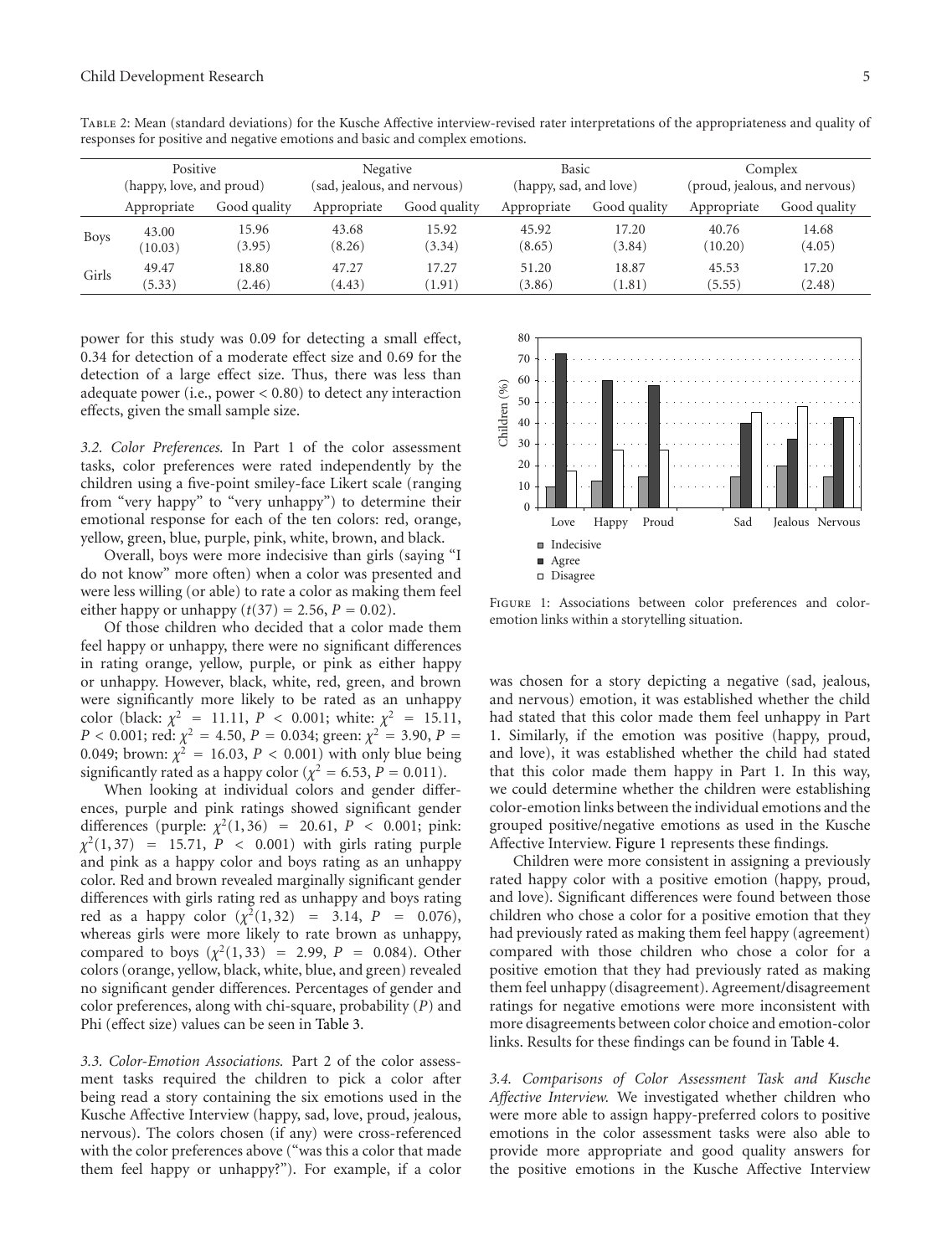Table 2: Mean (standard deviations) for the Kusche Affective interview-revised rater interpretations of the appropriateness and quality of responses for positive and negative emotions and basic and complex emotions.

| | Positive (happy, love, and proud) | | Negative (sad, jealous, and nervous) | | Basic (happy, sad, and love) | | Complex (proud, jealous, and nervous) | |
|---|---|---|---|---|---|---|---|---|
| | Appropriate | Good quality | Appropriate | Good quality | Appropriate | Good quality | Appropriate | Good quality |
| Boys | 43.00 (10.03) | 15.96 (3.95) | 43.68 (8.26) | 15.92 (3.34) | 45.92 (8.65) | 17.20 (3.84) | 40.76 (10.20) | 14.68 (4.05) |
| Girls | 49.47 (5.33) | 18.80 (2.46) | 47.27 (4.43) | 17.27 (1.91) | 51.20 (3.86) | 18.87 (1.81) | 45.53 (5.55) | 17.20 (2.48) |

power for this study was 0.09 for detecting a small effect, 0.34 for detection of a moderate effect size and 0.69 for the detection of a large effect size. Thus, there was less than adequate power (i.e., power < 0.80) to detect any interaction effects, given the small sample size.

*3.2. Color Preferences.* In Part 1 of the color assessment tasks, color preferences were rated independently by the children using a five-point smiley-face Likert scale (ranging from "very happy" to "very unhappy") to determine their emotional response for each of the ten colors: red, orange, yellow, green, blue, purple, pink, white, brown, and black.

Overall, boys were more indecisive than girls (saying "I do not know" more often) when a color was presented and were less willing (or able) to rate a color as making them feel either happy or unhappy ($t(37) = 2.56$, $P = 0.02$).

Of those children who decided that a color made them feel happy or unhappy, there were no significant differences in rating orange, yellow, purple, or pink as either happy or unhappy. However, black, white, red, green, and brown were significantly more likely to be rated as an unhappy color (black: $\chi^2 = 11.11$, $P < 0.001$; white: $\chi^2 = 15.11$, $P < 0.001$; red: $\chi^2 = 4.50$, $P = 0.034$; green: $\chi^2 = 3.90$, $P = 0.049$; brown: $\chi^2 = 16.03$, $P < 0.001$) with only blue being significantly rated as a happy color ($\chi^2 = 6.53$, $P = 0.011$).

When looking at individual colors and gender differences, purple and pink ratings showed significant gender differences (purple: $\chi^2(1, 36) = 20.61$, $P < 0.001$; pink: $\chi^2(1, 37) = 15.71$, $P < 0.001$) with girls rating purple and pink as a happy color and boys rating as an unhappy color. Red and brown revealed marginally significant gender differences with girls rating red as unhappy and boys rating red as a happy color ($\chi^2(1, 32) = 3.14$, $P = 0.076$), whereas girls were more likely to rate brown as unhappy, compared to boys ($\chi^2(1, 33) = 2.99$, $P = 0.084$). Other colors (orange, yellow, black, white, blue, and green) revealed no significant gender differences. Percentages of gender and color preferences, along with chi-square, probability ($P$) and Phi (effect size) values can be seen in Table 3.

*3.3. Color-Emotion Associations.* Part 2 of the color assessment tasks required the children to pick a color after being read a story containing the six emotions used in the Kusche Affective Interview (happy, sad, love, proud, jealous, nervous). The colors chosen (if any) were cross-referenced with the color preferences above ("was this a color that made them feel happy or unhappy?"). For example, if a color was chosen for a story depicting a negative (sad, jealous, and nervous) emotion, it was established whether the child had stated that this color made them feel unhappy in Part 1. Similarly, if the emotion was positive (happy, proud, and love), it was established whether the child had stated that this color made them happy in Part 1. In this way, we could determine whether the children were establishing color-emotion links between the individual emotions and the grouped positive/negative emotions as used in the Kusche Affective Interview. Figure 1 represents these findings.

Figure 1: Associations between color preferences and color-emotion links within a storytelling situation.

Children were more consistent in assigning a previously rated happy color with a positive emotion (happy, proud, and love). Significant differences were found between those children who chose a color for a positive emotion that they had previously rated as making them feel happy (agreement) compared with those children who chose a color for a positive emotion that they had previously rated as making them feel unhappy (disagreement). Agreement/disagreement ratings for negative emotions were more inconsistent with more disagreements between color choice and emotion-color links. Results for these findings can be found in Table 4.

*3.4. Comparisons of Color Assessment Task and Kusche Affective Interview.* We investigated whether children who were more able to assign happy-preferred colors to positive emotions in the color assessment tasks were also able to provide more appropriate and good quality answers for the positive emotions in the Kusche Affective Interview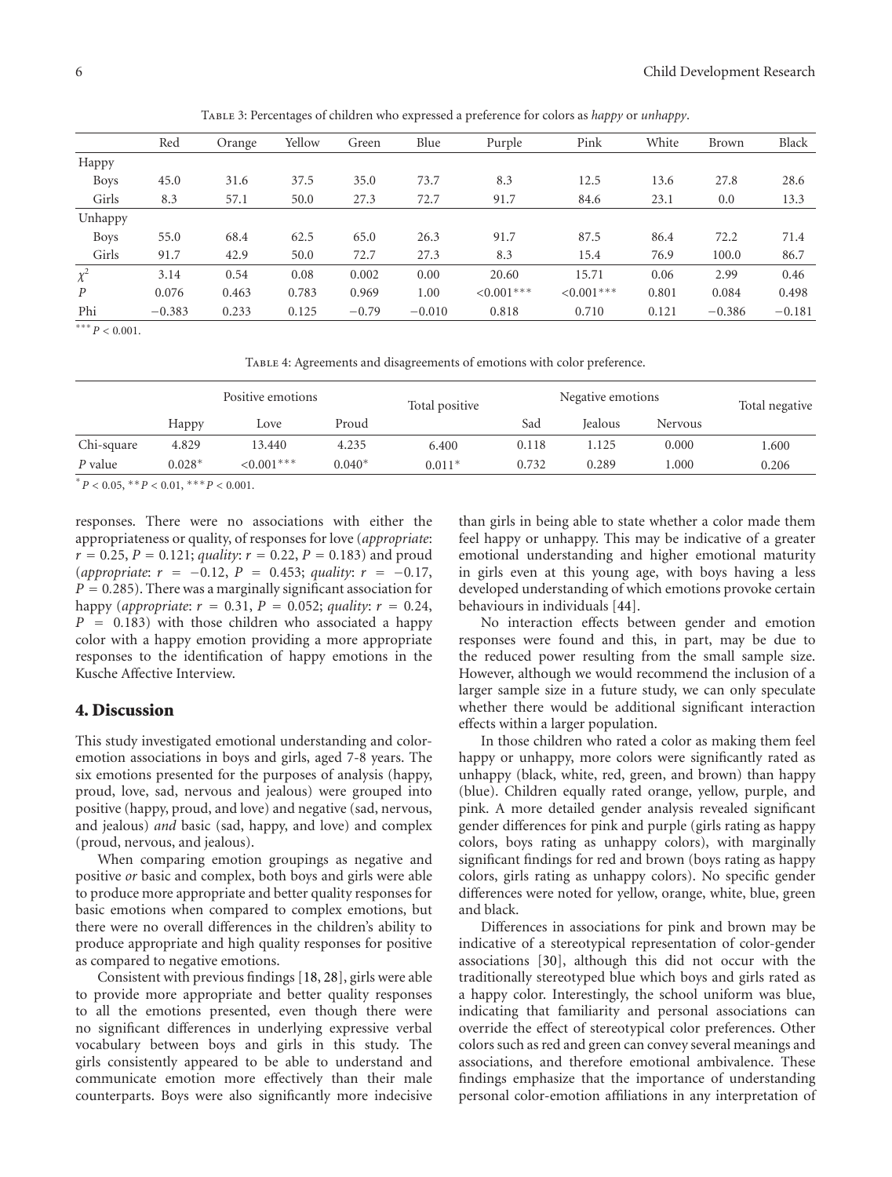Table 3: Percentages of children who expressed a preference for colors as *happy* or *unhappy*.

| | Red | Orange | Yellow | Green | Blue | Purple | Pink | White | Brown | Black |
|---|---|---|---|---|---|---|---|---|---|---|
| Happy | | | | | | | | | | |
| Boys | 45.0 | 31.6 | 37.5 | 35.0 | 73.7 | 8.3 | 12.5 | 13.6 | 27.8 | 28.6 |
| Girls | 8.3 | 57.1 | 50.0 | 27.3 | 72.7 | 91.7 | 84.6 | 23.1 | 0.0 | 13.3 |
| Unhappy | | | | | | | | | | |
| Boys | 55.0 | 68.4 | 62.5 | 65.0 | 26.3 | 91.7 | 87.5 | 86.4 | 72.2 | 71.4 |
| Girls | 91.7 | 42.9 | 50.0 | 72.7 | 27.3 | 8.3 | 15.4 | 76.9 | 100.0 | 86.7 |
| $\chi^2$ | 3.14 | 0.54 | 0.08 | 0.002 | 0.00 | 20.60 | 15.71 | 0.06 | 2.99 | 0.46 |
| $P$ | 0.076 | 0.463 | 0.783 | 0.969 | 1.00 | <0.001*** | <0.001*** | 0.801 | 0.084 | 0.498 |
| Phi | −0.383 | 0.233 | 0.125 | −0.79 | −0.010 | 0.818 | 0.710 | 0.121 | −0.386 | −0.181 |

*** $P < 0.001$.

Table 4: Agreements and disagreements of emotions with color preference.

| | Positive emotions | | | Total positive | Negative emotions | | | Total negative |
|---|---|---|---|---|---|---|---|---|
| | Happy | Love | Proud | | Sad | Jealous | Nervous | |
| Chi-square | 4.829 | 13.440 | 4.235 | 6.400 | 0.118 | 1.125 | 0.000 | 1.600 |
| $P$ value | 0.028* | <0.001*** | 0.040* | 0.011* | 0.732 | 0.289 | 1.000 | 0.206 |

* $P < 0.05$, ** $P < 0.01$, *** $P < 0.001$.

responses. There were no associations with either the appropriateness or quality, of responses for love (*appropriate*: $r = 0.25$, $P = 0.121$; *quality*: $r = 0.22$, $P = 0.183$) and proud (*appropriate*: $r = -0.12$, $P = 0.453$; *quality*: $r = -0.17$, $P = 0.285$). There was a marginally significant association for happy (*appropriate*: $r = 0.31$, $P = 0.052$; *quality*: $r = 0.24$, $P = 0.183$) with those children who associated a happy color with a happy emotion providing a more appropriate responses to the identification of happy emotions in the Kusche Affective Interview.

## 4. Discussion

This study investigated emotional understanding and color-emotion associations in boys and girls, aged 7-8 years. The six emotions presented for the purposes of analysis (happy, proud, love, sad, nervous and jealous) were grouped into positive (happy, proud, and love) and negative (sad, nervous, and jealous) *and* basic (sad, happy, and love) and complex (proud, nervous, and jealous).

When comparing emotion groupings as negative and positive *or* basic and complex, both boys and girls were able to produce more appropriate and better quality responses for basic emotions when compared to complex emotions, but there were no overall differences in the children's ability to produce appropriate and high quality responses for positive as compared to negative emotions.

Consistent with previous findings [18, 28], girls were able to provide more appropriate and better quality responses to all the emotions presented, even though there were no significant differences in underlying expressive verbal vocabulary between boys and girls in this study. The girls consistently appeared to be able to understand and communicate emotion more effectively than their male counterparts. Boys were also significantly more indecisive than girls in being able to state whether a color made them feel happy or unhappy. This may be indicative of a greater emotional understanding and higher emotional maturity in girls even at this young age, with boys having a less developed understanding of which emotions provoke certain behaviours in individuals [44].

No interaction effects between gender and emotion responses were found and this, in part, may be due to the reduced power resulting from the small sample size. However, although we would recommend the inclusion of a larger sample size in a future study, we can only speculate whether there would be additional significant interaction effects within a larger population.

In those children who rated a color as making them feel happy or unhappy, more colors were significantly rated as unhappy (black, white, red, green, and brown) than happy (blue). Children equally rated orange, yellow, purple, and pink. A more detailed gender analysis revealed significant gender differences for pink and purple (girls rating as happy colors, boys rating as unhappy colors), with marginally significant findings for red and brown (boys rating as happy colors, girls rating as unhappy colors). No specific gender differences were noted for yellow, orange, white, blue, green and black.

Differences in associations for pink and brown may be indicative of a stereotypical representation of color-gender associations [30], although this did not occur with the traditionally stereotyped blue which boys and girls rated as a happy color. Interestingly, the school uniform was blue, indicating that familiarity and personal associations can override the effect of stereotypical color preferences. Other colors such as red and green can convey several meanings and associations, and therefore emotional ambivalence. These findings emphasize that the importance of understanding personal color-emotion affiliations in any interpretation of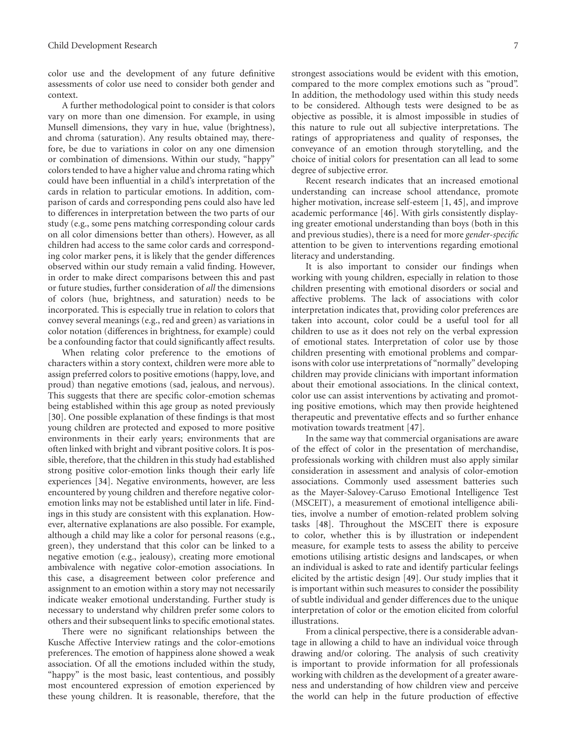color use and the development of any future definitive assessments of color use need to consider both gender and context.

A further methodological point to consider is that colors vary on more than one dimension. For example, in using Munsell dimensions, they vary in hue, value (brightness), and chroma (saturation). Any results obtained may, therefore, be due to variations in color on any one dimension or combination of dimensions. Within our study, "happy" colors tended to have a higher value and chroma rating which could have been influential in a child's interpretation of the cards in relation to particular emotions. In addition, comparison of cards and corresponding pens could also have led to differences in interpretation between the two parts of our study (e.g., some pens matching corresponding colour cards on all color dimensions better than others). However, as all children had access to the same color cards and corresponding color marker pens, it is likely that the gender differences observed within our study remain a valid finding. However, in order to make direct comparisons between this and past or future studies, further consideration of *all* the dimensions of colors (hue, brightness, and saturation) needs to be incorporated. This is especially true in relation to colors that convey several meanings (e.g., red and green) as variations in color notation (differences in brightness, for example) could be a confounding factor that could significantly affect results.

When relating color preference to the emotions of characters within a story context, children were more able to assign preferred colors to positive emotions (happy, love, and proud) than negative emotions (sad, jealous, and nervous). This suggests that there are specific color-emotion schemas being established within this age group as noted previously [30]. One possible explanation of these findings is that most young children are protected and exposed to more positive environments in their early years; environments that are often linked with bright and vibrant positive colors. It is possible, therefore, that the children in this study had established strong positive color-emotion links though their early life experiences [34]. Negative environments, however, are less encountered by young children and therefore negative color-emotion links may not be established until later in life. Findings in this study are consistent with this explanation. However, alternative explanations are also possible. For example, although a child may like a color for personal reasons (e.g., green), they understand that this color can be linked to a negative emotion (e.g., jealousy), creating more emotional ambivalence with negative color-emotion associations. In this case, a disagreement between color preference and assignment to an emotion within a story may not necessarily indicate weaker emotional understanding. Further study is necessary to understand why children prefer some colors to others and their subsequent links to specific emotional states.

There were no significant relationships between the Kusche Affective Interview ratings and the color-emotions preferences. The emotion of happiness alone showed a weak association. Of all the emotions included within the study, "happy" is the most basic, least contentious, and possibly most encountered expression of emotion experienced by these young children. It is reasonable, therefore, that the strongest associations would be evident with this emotion, compared to the more complex emotions such as "proud". In addition, the methodology used within this study needs to be considered. Although tests were designed to be as objective as possible, it is almost impossible in studies of this nature to rule out all subjective interpretations. The ratings of appropriateness and quality of responses, the conveyance of an emotion through storytelling, and the choice of initial colors for presentation can all lead to some degree of subjective error.

Recent research indicates that an increased emotional understanding can increase school attendance, promote higher motivation, increase self-esteem [1, 45], and improve academic performance [46]. With girls consistently displaying greater emotional understanding than boys (both in this and previous studies), there is a need for more *gender-specific* attention to be given to interventions regarding emotional literacy and understanding.

It is also important to consider our findings when working with young children, especially in relation to those children presenting with emotional disorders or social and affective problems. The lack of associations with color interpretation indicates that, providing color preferences are taken into account, color could be a useful tool for all children to use as it does not rely on the verbal expression of emotional states. Interpretation of color use by those children presenting with emotional problems and comparisons with color use interpretations of "normally" developing children may provide clinicians with important information about their emotional associations. In the clinical context, color use can assist interventions by activating and promoting positive emotions, which may then provide heightened therapeutic and preventative effects and so further enhance motivation towards treatment [47].

In the same way that commercial organisations are aware of the effect of color in the presentation of merchandise, professionals working with children must also apply similar consideration in assessment and analysis of color-emotion associations. Commonly used assessment batteries such as the Mayer-Salovey-Caruso Emotional Intelligence Test (MSCEIT), a measurement of emotional intelligence abilities, involve a number of emotion-related problem solving tasks [48]. Throughout the MSCEIT there is exposure to color, whether this is by illustration or independent measure, for example tests to assess the ability to perceive emotions utilising artistic designs and landscapes, or when an individual is asked to rate and identify particular feelings elicited by the artistic design [49]. Our study implies that it is important within such measures to consider the possibility of subtle individual and gender differences due to the unique interpretation of color or the emotion elicited from colorful illustrations.

From a clinical perspective, there is a considerable advantage in allowing a child to have an individual voice through drawing and/or coloring. The analysis of such creativity is important to provide information for all professionals working with children as the development of a greater awareness and understanding of how children view and perceive the world can help in the future production of effective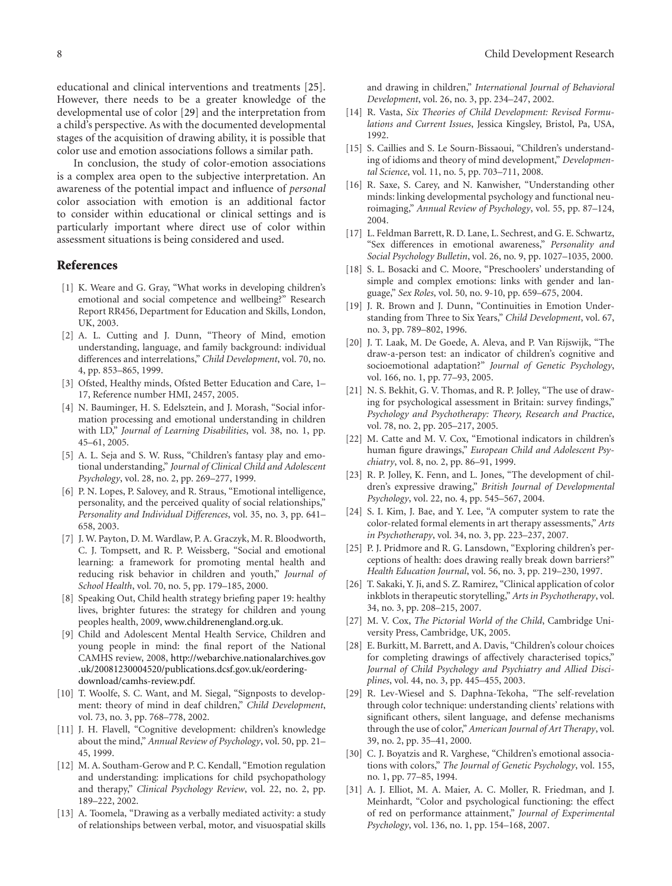educational and clinical interventions and treatments [25]. However, there needs to be a greater knowledge of the developmental use of color [29] and the interpretation from a child's perspective. As with the documented developmental stages of the acquisition of drawing ability, it is possible that color use and emotion associations follows a similar path.

In conclusion, the study of color-emotion associations is a complex area open to the subjective interpretation. An awareness of the potential impact and influence of *personal* color association with emotion is an additional factor to consider within educational or clinical settings and is particularly important where direct use of color within assessment situations is being considered and used.

## References

[1] K. Weare and G. Gray, "What works in developing children's emotional and social competence and wellbeing?" Research Report RR456, Department for Education and Skills, London, UK, 2003.

[2] A. L. Cutting and J. Dunn, "Theory of Mind, emotion understanding, language, and family background: individual differences and interrelations," *Child Development*, vol. 70, no. 4, pp. 853–865, 1999.

[3] Ofsted, Healthy minds, Ofsted Better Education and Care, 1–17, Reference number HMI, 2457, 2005.

[4] N. Bauminger, H. S. Edelsztein, and J. Morash, "Social information processing and emotional understanding in children with LD," *Journal of Learning Disabilities*, vol. 38, no. 1, pp. 45–61, 2005.

[5] A. L. Seja and S. W. Russ, "Children's fantasy play and emotional understanding," *Journal of Clinical Child and Adolescent Psychology*, vol. 28, no. 2, pp. 269–277, 1999.

[6] P. N. Lopes, P. Salovey, and R. Straus, "Emotional intelligence, personality, and the perceived quality of social relationships," *Personality and Individual Differences*, vol. 35, no. 3, pp. 641–658, 2003.

[7] J. W. Payton, D. M. Wardlaw, P. A. Graczyk, M. R. Bloodworth, C. J. Tompsett, and R. P. Weissberg, "Social and emotional learning: a framework for promoting mental health and reducing risk behavior in children and youth," *Journal of School Health*, vol. 70, no. 5, pp. 179–185, 2000.

[8] Speaking Out, Child health strategy briefing paper 19: healthy lives, brighter futures: the strategy for children and young peoples health, 2009, www.childrenengland.org.uk.

[9] Child and Adolescent Mental Health Service, Children and young people in mind: the final report of the National CAMHS review, 2008, http://webarchive.nationalarchives.gov.uk/20081230004520/publications.dcsf.gov.uk/eordering-download/camhs-review.pdf.

[10] T. Woolfe, S. C. Want, and M. Siegal, "Signposts to development: theory of mind in deaf children," *Child Development*, vol. 73, no. 3, pp. 768–778, 2002.

[11] J. H. Flavell, "Cognitive development: children's knowledge about the mind," *Annual Review of Psychology*, vol. 50, pp. 21–45, 1999.

[12] M. A. Southam-Gerow and P. C. Kendall, "Emotion regulation and understanding: implications for child psychopathology and therapy," *Clinical Psychology Review*, vol. 22, no. 2, pp. 189–222, 2002.

[13] A. Toomela, "Drawing as a verbally mediated activity: a study of relationships between verbal, motor, and visuospatial skills and drawing in children," *International Journal of Behavioral Development*, vol. 26, no. 3, pp. 234–247, 2002.

[14] R. Vasta, *Six Theories of Child Development: Revised Formulations and Current Issues*, Jessica Kingsley, Bristol, Pa, USA, 1992.

[15] S. Caillies and S. Le Sourn-Bissaoui, "Children's understanding of idioms and theory of mind development," *Developmental Science*, vol. 11, no. 5, pp. 703–711, 2008.

[16] R. Saxe, S. Carey, and N. Kanwisher, "Understanding other minds: linking developmental psychology and functional neuroimaging," *Annual Review of Psychology*, vol. 55, pp. 87–124, 2004.

[17] L. Feldman Barrett, R. D. Lane, L. Sechrest, and G. E. Schwartz, "Sex differences in emotional awareness," *Personality and Social Psychology Bulletin*, vol. 26, no. 9, pp. 1027–1035, 2000.

[18] S. L. Bosacki and C. Moore, "Preschoolers' understanding of simple and complex emotions: links with gender and language," *Sex Roles*, vol. 50, no. 9-10, pp. 659–675, 2004.

[19] J. R. Brown and J. Dunn, "Continuities in Emotion Understanding from Three to Six Years," *Child Development*, vol. 67, no. 3, pp. 789–802, 1996.

[20] J. T. Laak, M. De Goede, A. Aleva, and P. Van Rijswijk, "The draw-a-person test: an indicator of children's cognitive and socioemotional adaptation?" *Journal of Genetic Psychology*, vol. 166, no. 1, pp. 77–93, 2005.

[21] N. S. Bekhit, G. V. Thomas, and R. P. Jolley, "The use of drawing for psychological assessment in Britain: survey findings," *Psychology and Psychotherapy: Theory, Research and Practice*, vol. 78, no. 2, pp. 205–217, 2005.

[22] M. Catte and M. V. Cox, "Emotional indicators in children's human figure drawings," *European Child and Adolescent Psychiatry*, vol. 8, no. 2, pp. 86–91, 1999.

[23] R. P. Jolley, K. Fenn, and L. Jones, "The development of children's expressive drawing," *British Journal of Developmental Psychology*, vol. 22, no. 4, pp. 545–567, 2004.

[24] S. I. Kim, J. Bae, and Y. Lee, "A computer system to rate the color-related formal elements in art therapy assessments," *Arts in Psychotherapy*, vol. 34, no. 3, pp. 223–237, 2007.

[25] P. J. Pridmore and R. G. Lansdown, "Exploring children's perceptions of health: does drawing really break down barriers?" *Health Education Journal*, vol. 56, no. 3, pp. 219–230, 1997.

[26] T. Sakaki, Y. Ji, and S. Z. Ramirez, "Clinical application of color inkblots in therapeutic storytelling," *Arts in Psychotherapy*, vol. 34, no. 3, pp. 208–215, 2007.

[27] M. V. Cox, *The Pictorial World of the Child*, Cambridge University Press, Cambridge, UK, 2005.

[28] E. Burkitt, M. Barrett, and A. Davis, "Children's colour choices for completing drawings of affectively characterised topics," *Journal of Child Psychology and Psychiatry and Allied Disciplines*, vol. 44, no. 3, pp. 445–455, 2003.

[29] R. Lev-Wiesel and S. Daphna-Tekoha, "The self-revelation through color technique: understanding clients' relations with significant others, silent language, and defense mechanisms through the use of color," *American Journal of Art Therapy*, vol. 39, no. 2, pp. 35–41, 2000.

[30] C. J. Boyatzis and R. Varghese, "Children's emotional associations with colors," *The Journal of Genetic Psychology*, vol. 155, no. 1, pp. 77–85, 1994.

[31] A. J. Elliot, M. A. Maier, A. C. Moller, R. Friedman, and J. Meinhardt, "Color and psychological functioning: the effect of red on performance attainment," *Journal of Experimental Psychology*, vol. 136, no. 1, pp. 154–168, 2007.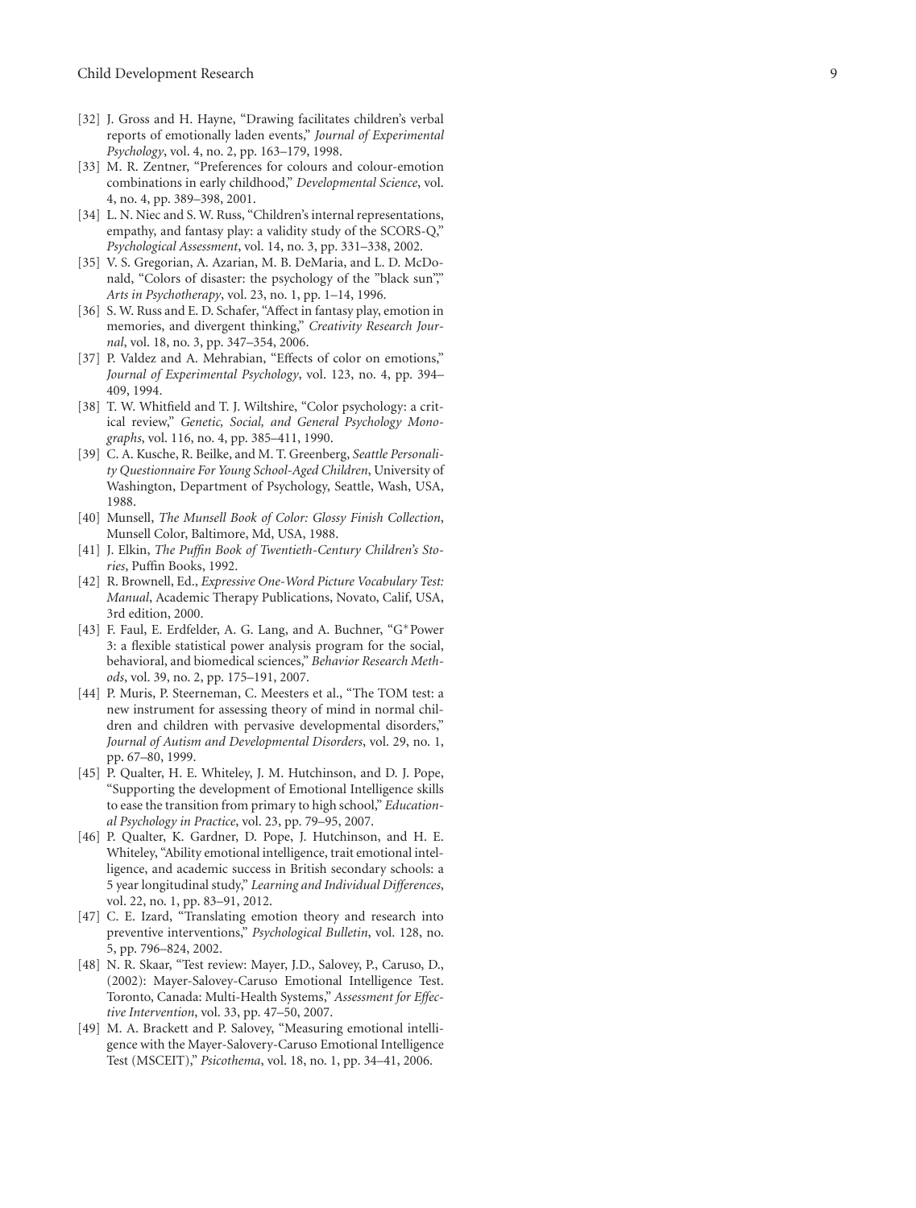[32] J. Gross and H. Hayne, "Drawing facilitates children's verbal reports of emotionally laden events," *Journal of Experimental Psychology*, vol. 4, no. 2, pp. 163–179, 1998.

[33] M. R. Zentner, "Preferences for colours and colour-emotion combinations in early childhood," *Developmental Science*, vol. 4, no. 4, pp. 389–398, 2001.

[34] L. N. Niec and S. W. Russ, "Children's internal representations, empathy, and fantasy play: a validity study of the SCORS-Q," *Psychological Assessment*, vol. 14, no. 3, pp. 331–338, 2002.

[35] V. S. Gregorian, A. Azarian, M. B. DeMaria, and L. D. McDonald, "Colors of disaster: the psychology of the "black sun"," *Arts in Psychotherapy*, vol. 23, no. 1, pp. 1–14, 1996.

[36] S. W. Russ and E. D. Schafer, "Affect in fantasy play, emotion in memories, and divergent thinking," *Creativity Research Journal*, vol. 18, no. 3, pp. 347–354, 2006.

[37] P. Valdez and A. Mehrabian, "Effects of color on emotions," *Journal of Experimental Psychology*, vol. 123, no. 4, pp. 394–409, 1994.

[38] T. W. Whitfield and T. J. Wiltshire, "Color psychology: a critical review," *Genetic, Social, and General Psychology Monographs*, vol. 116, no. 4, pp. 385–411, 1990.

[39] C. A. Kusche, R. Beilke, and M. T. Greenberg, *Seattle Personality Questionnaire For Young School-Aged Children*, University of Washington, Department of Psychology, Seattle, Wash, USA, 1988.

[40] Munsell, *The Munsell Book of Color: Glossy Finish Collection*, Munsell Color, Baltimore, Md, USA, 1988.

[41] J. Elkin, *The Puffin Book of Twentieth-Century Children's Stories*, Puffin Books, 1992.

[42] R. Brownell, Ed., *Expressive One-Word Picture Vocabulary Test: Manual*, Academic Therapy Publications, Novato, Calif, USA, 3rd edition, 2000.

[43] F. Faul, E. Erdfelder, A. G. Lang, and A. Buchner, "G*Power 3: a flexible statistical power analysis program for the social, behavioral, and biomedical sciences," *Behavior Research Methods*, vol. 39, no. 2, pp. 175–191, 2007.

[44] P. Muris, P. Steerneman, C. Meesters et al., "The TOM test: a new instrument for assessing theory of mind in normal children and children with pervasive developmental disorders," *Journal of Autism and Developmental Disorders*, vol. 29, no. 1, pp. 67–80, 1999.

[45] P. Qualter, H. E. Whiteley, J. M. Hutchinson, and D. J. Pope, "Supporting the development of Emotional Intelligence skills to ease the transition from primary to high school," *Educational Psychology in Practice*, vol. 23, pp. 79–95, 2007.

[46] P. Qualter, K. Gardner, D. Pope, J. Hutchinson, and H. E. Whiteley, "Ability emotional intelligence, trait emotional intelligence, and academic success in British secondary schools: a 5 year longitudinal study," *Learning and Individual Differences*, vol. 22, no. 1, pp. 83–91, 2012.

[47] C. E. Izard, "Translating emotion theory and research into preventive interventions," *Psychological Bulletin*, vol. 128, no. 5, pp. 796–824, 2002.

[48] N. R. Skaar, "Test review: Mayer, J.D., Salovey, P., Caruso, D., (2002): Mayer-Salovey-Caruso Emotional Intelligence Test. Toronto, Canada: Multi-Health Systems," *Assessment for Effective Intervention*, vol. 33, pp. 47–50, 2007.

[49] M. A. Brackett and P. Salovey, "Measuring emotional intelligence with the Mayer-Salovery-Caruso Emotional Intelligence Test (MSCEIT)," *Psicothema*, vol. 18, no. 1, pp. 34–41, 2006.